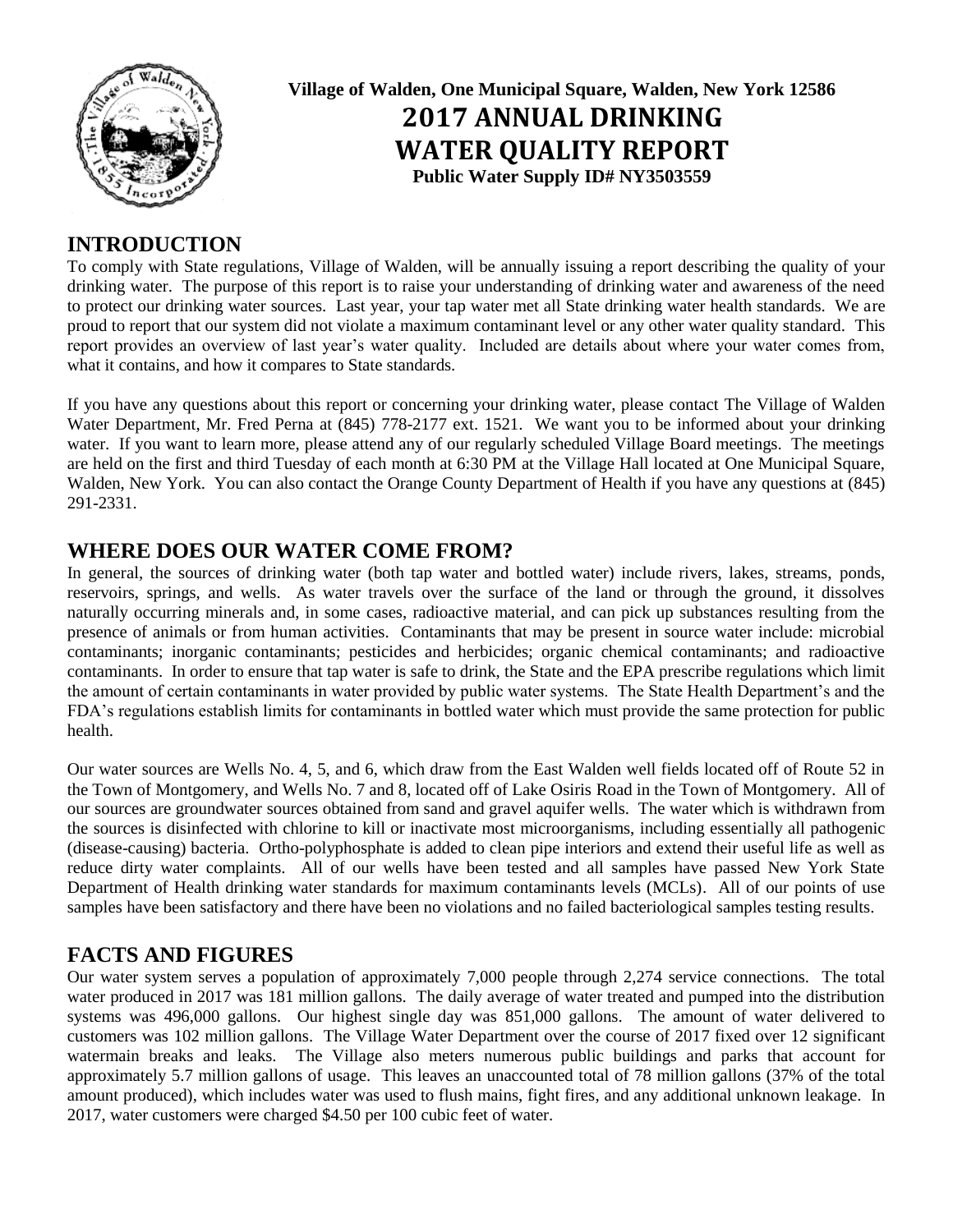**Village of Walden, One Municipal Square, Walden, New York 12586**

# 2017 ANNUAL DRINKING WATER QUALITY REPORT

**Public Water Supply ID# NY3503559**

## INTRODUCTION

To comply with State regulations, Village of Walden, will be annually issuing a report describing the quality of your drinking water. The purpose of this report is to raise your understanding of drinking water and awareness of the need to protect our drinking water sources. Last year, your tap water met all State drinking water health standards. We are proud to report that our system did not violate a maximum contaminant level or any other water quality standard. This report provides an overview of last year's water quality. Included are details about where your water comes from, what it contains, and how it compares to State standards.

If you have any questions about this report or concerning your drinking water, please contact The Village of Walden Water Department, Mr. Fred Perna at (845) 778-2177 ext. 1521. We want you to be informed about your drinking water. If you want to learn more, please attend any of our regularly scheduled Village Board meetings. The meetings are held on the first and third Tuesday of each month at 6:30 PM at the Village Hall located at One Municipal Square, Walden, New York. You can also contact the Orange County Department of Health if you have any questions at (845) 291-2331.

## WHERE DOES OUR WATER COME FROM?

In general, the sources of drinking water (both tap water and bottled water) include rivers, lakes, streams, ponds, reservoirs, springs, and wells. As water travels over the surface of the land or through the ground, it dissolves naturally occurring minerals and, in some cases, radioactive material, and can pick up substances resulting from the presence of animals or from human activities. Contaminants that may be present in source water include: microbial contaminants; inorganic contaminants; pesticides and herbicides; organic chemical contaminants; and radioactive contaminants. In order to ensure that tap water is safe to drink, the State and the EPA prescribe regulations which limit the amount of certain contaminants in water provided by public water systems. The State Health Department's and the FDA's regulations establish limits for contaminants in bottled water which must provide the same protection for public health.

Our water sources are Wells No. 4, 5, and 6, which draw from the East Walden well fields located off of Route 52 in the Town of Montgomery, and Wells No. 7 and 8, located off of Lake Osiris Road in the Town of Montgomery. All of our sources are groundwater sources obtained from sand and gravel aquifer wells. The water which is withdrawn from the sources is disinfected with chlorine to kill or inactivate most microorganisms, including essentially all pathogenic (disease-causing) bacteria. Ortho-polyphosphate is added to clean pipe interiors and extend their useful life as well as reduce dirty water complaints. All of our wells have been tested and all samples have passed New York State Department of Health drinking water standards for maximum contaminants levels (MCLs). All of our points of use samples have been satisfactory and there have been no violations and no failed bacteriological samples testing results.

## FACTS AND FIGURES

Our water system serves a population of approximately 7,000 people through 2,274 service connections. The total water produced in 2017 was 181 million gallons. The daily average of water treated and pumped into the distribution systems was 496,000 gallons. Our highest single day was 851,000 gallons. The amount of water delivered to customers was 102 million gallons. The Village Water Department over the course of 2017 fixed over 12 significant watermain breaks and leaks. The Village also meters numerous public buildings and parks that account for approximately 5.7 million gallons of usage. This leaves an unaccounted total of 78 million gallons (37% of the total amount produced), which includes water was used to flush mains, fight fires, and any additional unknown leakage. In 2017, water customers were charged $4.50 per 100 cubic feet of water.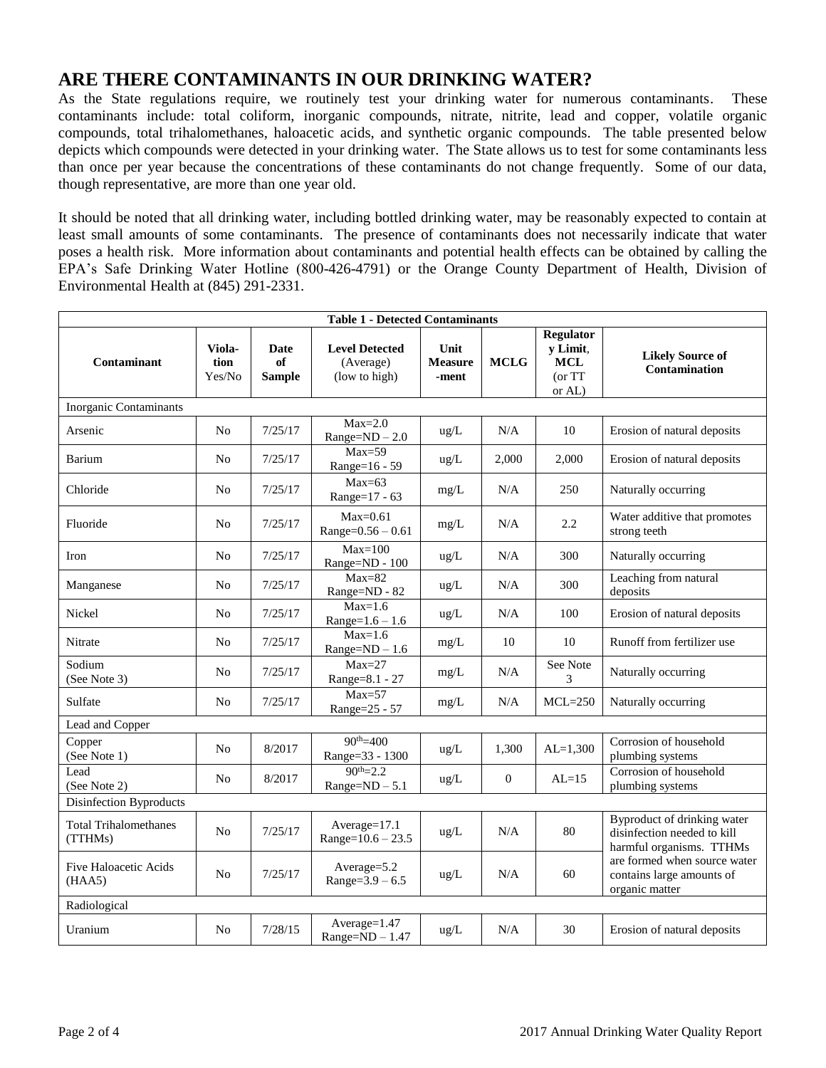## ARE THERE CONTAMINANTS IN OUR DRINKING WATER?

As the State regulations require, we routinely test your drinking water for numerous contaminants. These contaminants include: total coliform, inorganic compounds, nitrate, nitrite, lead and copper, volatile organic compounds, total trihalomethanes, haloacetic acids, and synthetic organic compounds. The table presented below depicts which compounds were detected in your drinking water. The State allows us to test for some contaminants less than once per year because the concentrations of these contaminants do not change frequently. Some of our data, though representative, are more than one year old.

It should be noted that all drinking water, including bottled drinking water, may be reasonably expected to contain at least small amounts of some contaminants. The presence of contaminants does not necessarily indicate that water poses a health risk. More information about contaminants and potential health effects can be obtained by calling the EPA's Safe Drinking Water Hotline (800-426-4791) or the Orange County Department of Health, Division of Environmental Health at (845) 291-2331.

**Table 1 - Detected Contaminants**

| Contaminant | Violation Yes/No | Date of Sample | Level Detected (Average) (low to high) | Unit Measurement | MCLG | Regulatory Limit, MCL (or TT or AL) | Likely Source of Contamination |
|---|---|---|---|---|---|---|---|
| Inorganic Contaminants | | | | | | | |
| Arsenic | No | 7/25/17 | Max=2.0 Range=ND – 2.0 | ug/L | N/A | 10 | Erosion of natural deposits |
| Barium | No | 7/25/17 | Max=59 Range=16 - 59 | ug/L | 2,000 | 2,000 | Erosion of natural deposits |
| Chloride | No | 7/25/17 | Max=63 Range=17 - 63 | mg/L | N/A | 250 | Naturally occurring |
| Fluoride | No | 7/25/17 | Max=0.61 Range=0.56 – 0.61 | mg/L | N/A | 2.2 | Water additive that promotes strong teeth |
| Iron | No | 7/25/17 | Max=100 Range=ND - 100 | ug/L | N/A | 300 | Naturally occurring |
| Manganese | No | 7/25/17 | Max=82 Range=ND - 82 | ug/L | N/A | 300 | Leaching from natural deposits |
| Nickel | No | 7/25/17 | Max=1.6 Range=1.6 – 1.6 | ug/L | N/A | 100 | Erosion of natural deposits |
| Nitrate | No | 7/25/17 | Max=1.6 Range=ND – 1.6 | mg/L | 10 | 10 | Runoff from fertilizer use |
| Sodium (See Note 3) | No | 7/25/17 | Max=27 Range=8.1 - 27 | mg/L | N/A | See Note 3 | Naturally occurring |
| Sulfate | No | 7/25/17 | Max=57 Range=25 - 57 | mg/L | N/A | MCL=250 | Naturally occurring |
| Lead and Copper | | | | | | | |
| Copper (See Note 1) | No | 8/2017 | 90th=400 Range=33 - 1300 | ug/L | 1,300 | AL=1,300 | Corrosion of household plumbing systems |
| Lead (See Note 2) | No | 8/2017 | 90th=2.2 Range=ND – 5.1 | ug/L | 0 | AL=15 | Corrosion of household plumbing systems |
| Disinfection Byproducts | | | | | | | |
| Total Trihalomethanes (TTHMs) | No | 7/25/17 | Average=17.1 Range=10.6 – 23.5 | ug/L | N/A | 80 | Byproduct of drinking water disinfection needed to kill harmful organisms. TTHMs are formed when source water contains large amounts of organic matter |
| Five Haloacetic Acids (HAA5) | No | 7/25/17 | Average=5.2 Range=3.9 – 6.5 | ug/L | N/A | 60 | |
| Radiological | | | | | | | |
| Uranium | No | 7/28/15 | Average=1.47 Range=ND – 1.47 | ug/L | N/A | 30 | Erosion of natural deposits |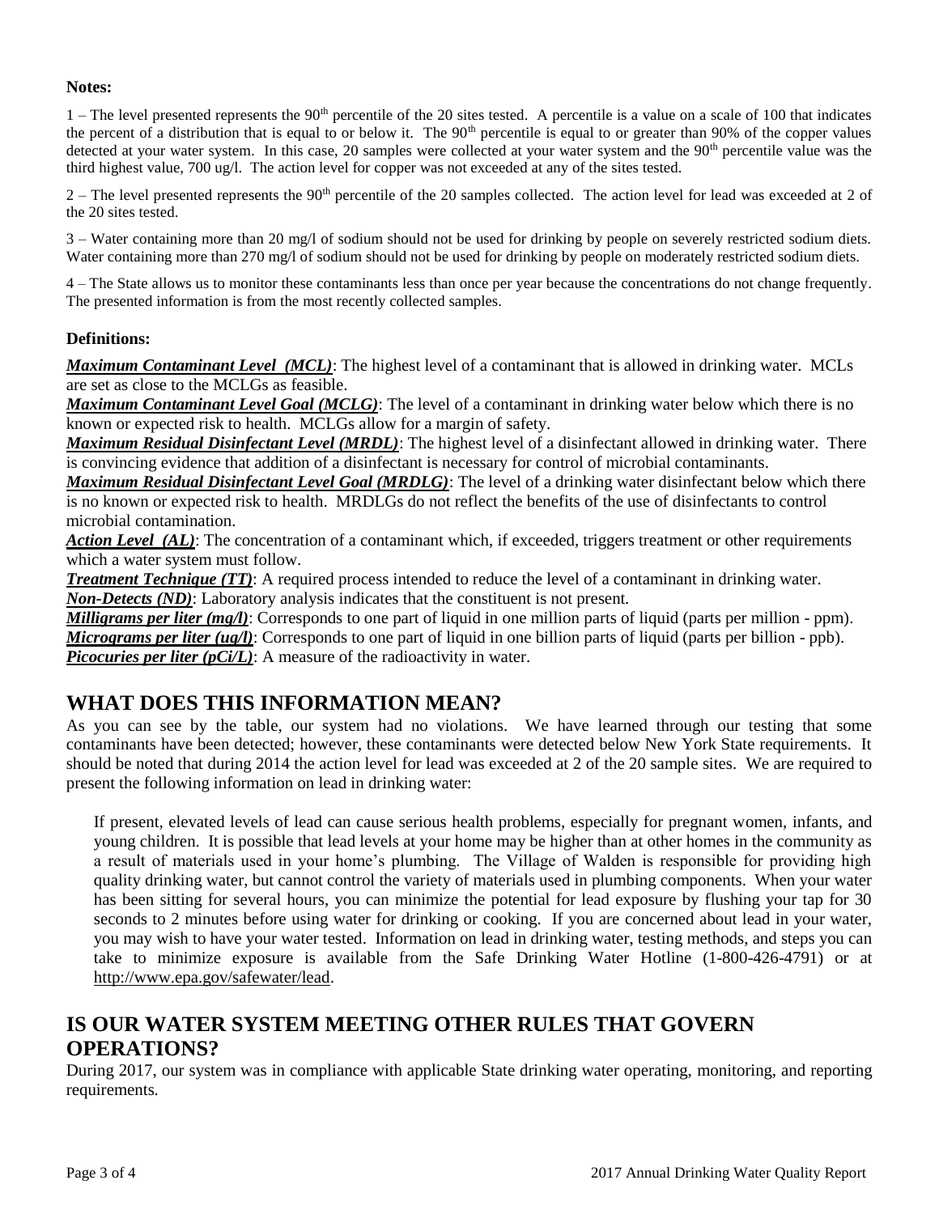**Notes:**

1 – The level presented represents the 90th percentile of the 20 sites tested. A percentile is a value on a scale of 100 that indicates the percent of a distribution that is equal to or below it. The 90th percentile is equal to or greater than 90% of the copper values detected at your water system. In this case, 20 samples were collected at your water system and the 90th percentile value was the third highest value, 700 ug/l. The action level for copper was not exceeded at any of the sites tested.

2 – The level presented represents the 90th percentile of the 20 samples collected. The action level for lead was exceeded at 2 of the 20 sites tested.

3 – Water containing more than 20 mg/l of sodium should not be used for drinking by people on severely restricted sodium diets. Water containing more than 270 mg/l of sodium should not be used for drinking by people on moderately restricted sodium diets.

4 – The State allows us to monitor these contaminants less than once per year because the concentrations do not change frequently. The presented information is from the most recently collected samples.

**Definitions:**

***Maximum Contaminant Level (MCL)***: The highest level of a contaminant that is allowed in drinking water. MCLs are set as close to the MCLGs as feasible.
***Maximum Contaminant Level Goal (MCLG)***: The level of a contaminant in drinking water below which there is no known or expected risk to health. MCLGs allow for a margin of safety.
***Maximum Residual Disinfectant Level (MRDL)***: The highest level of a disinfectant allowed in drinking water. There is convincing evidence that addition of a disinfectant is necessary for control of microbial contaminants.
***Maximum Residual Disinfectant Level Goal (MRDLG)***: The level of a drinking water disinfectant below which there is no known or expected risk to health. MRDLGs do not reflect the benefits of the use of disinfectants to control microbial contamination.
***Action Level (AL)***: The concentration of a contaminant which, if exceeded, triggers treatment or other requirements which a water system must follow.
***Treatment Technique (TT)***: A required process intended to reduce the level of a contaminant in drinking water.
***Non-Detects (ND)***: Laboratory analysis indicates that the constituent is not present.
***Milligrams per liter (mg/l)***: Corresponds to one part of liquid in one million parts of liquid (parts per million - ppm).
***Micrograms per liter (ug/l)***: Corresponds to one part of liquid in one billion parts of liquid (parts per billion - ppb).
***Picocuries per liter (pCi/L)***: A measure of the radioactivity in water.

## WHAT DOES THIS INFORMATION MEAN?

As you can see by the table, our system had no violations. We have learned through our testing that some contaminants have been detected; however, these contaminants were detected below New York State requirements. It should be noted that during 2014 the action level for lead was exceeded at 2 of the 20 sample sites. We are required to present the following information on lead in drinking water:

> If present, elevated levels of lead can cause serious health problems, especially for pregnant women, infants, and young children. It is possible that lead levels at your home may be higher than at other homes in the community as a result of materials used in your home's plumbing. The Village of Walden is responsible for providing high quality drinking water, but cannot control the variety of materials used in plumbing components. When your water has been sitting for several hours, you can minimize the potential for lead exposure by flushing your tap for 30 seconds to 2 minutes before using water for drinking or cooking. If you are concerned about lead in your water, you may wish to have your water tested. Information on lead in drinking water, testing methods, and steps you can take to minimize exposure is available from the Safe Drinking Water Hotline (1-800-426-4791) or at http://www.epa.gov/safewater/lead.

## IS OUR WATER SYSTEM MEETING OTHER RULES THAT GOVERN OPERATIONS?

During 2017, our system was in compliance with applicable State drinking water operating, monitoring, and reporting requirements.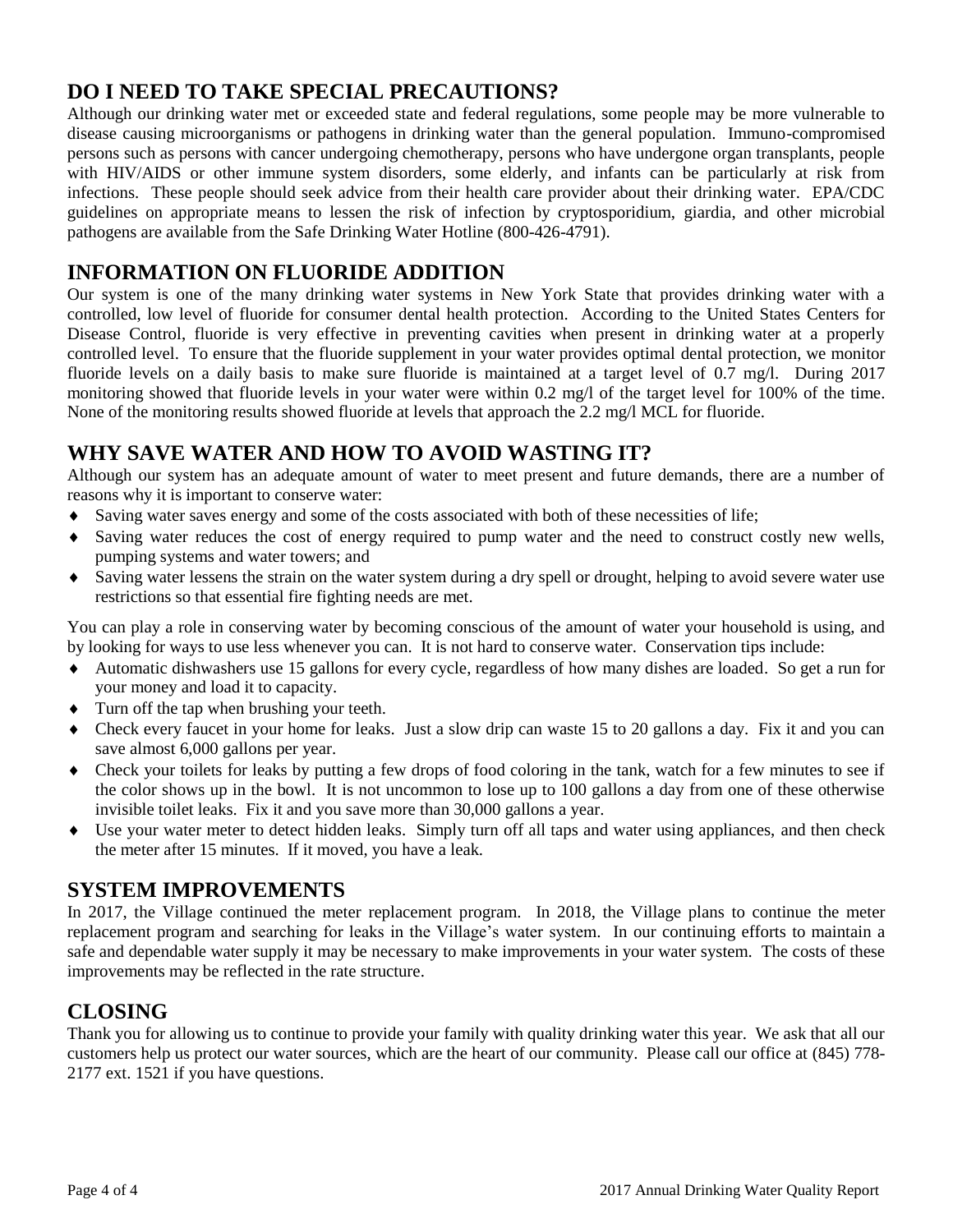## DO I NEED TO TAKE SPECIAL PRECAUTIONS?

Although our drinking water met or exceeded state and federal regulations, some people may be more vulnerable to disease causing microorganisms or pathogens in drinking water than the general population. Immuno-compromised persons such as persons with cancer undergoing chemotherapy, persons who have undergone organ transplants, people with HIV/AIDS or other immune system disorders, some elderly, and infants can be particularly at risk from infections. These people should seek advice from their health care provider about their drinking water. EPA/CDC guidelines on appropriate means to lessen the risk of infection by cryptosporidium, giardia, and other microbial pathogens are available from the Safe Drinking Water Hotline (800-426-4791).

## INFORMATION ON FLUORIDE ADDITION

Our system is one of the many drinking water systems in New York State that provides drinking water with a controlled, low level of fluoride for consumer dental health protection. According to the United States Centers for Disease Control, fluoride is very effective in preventing cavities when present in drinking water at a properly controlled level. To ensure that the fluoride supplement in your water provides optimal dental protection, we monitor fluoride levels on a daily basis to make sure fluoride is maintained at a target level of 0.7 mg/l. During 2017 monitoring showed that fluoride levels in your water were within 0.2 mg/l of the target level for 100% of the time. None of the monitoring results showed fluoride at levels that approach the 2.2 mg/l MCL for fluoride.

## WHY SAVE WATER AND HOW TO AVOID WASTING IT?

Although our system has an adequate amount of water to meet present and future demands, there are a number of reasons why it is important to conserve water:

- Saving water saves energy and some of the costs associated with both of these necessities of life;
- Saving water reduces the cost of energy required to pump water and the need to construct costly new wells, pumping systems and water towers; and
- Saving water lessens the strain on the water system during a dry spell or drought, helping to avoid severe water use restrictions so that essential fire fighting needs are met.

You can play a role in conserving water by becoming conscious of the amount of water your household is using, and by looking for ways to use less whenever you can. It is not hard to conserve water. Conservation tips include:

- Automatic dishwashers use 15 gallons for every cycle, regardless of how many dishes are loaded. So get a run for your money and load it to capacity.
- Turn off the tap when brushing your teeth.
- Check every faucet in your home for leaks. Just a slow drip can waste 15 to 20 gallons a day. Fix it and you can save almost 6,000 gallons per year.
- Check your toilets for leaks by putting a few drops of food coloring in the tank, watch for a few minutes to see if the color shows up in the bowl. It is not uncommon to lose up to 100 gallons a day from one of these otherwise invisible toilet leaks. Fix it and you save more than 30,000 gallons a year.
- Use your water meter to detect hidden leaks. Simply turn off all taps and water using appliances, and then check the meter after 15 minutes. If it moved, you have a leak.

## SYSTEM IMPROVEMENTS

In 2017, the Village continued the meter replacement program. In 2018, the Village plans to continue the meter replacement program and searching for leaks in the Village's water system. In our continuing efforts to maintain a safe and dependable water supply it may be necessary to make improvements in your water system. The costs of these improvements may be reflected in the rate structure.

## CLOSING

Thank you for allowing us to continue to provide your family with quality drinking water this year. We ask that all our customers help us protect our water sources, which are the heart of our community. Please call our office at (845) 778-2177 ext. 1521 if you have questions.